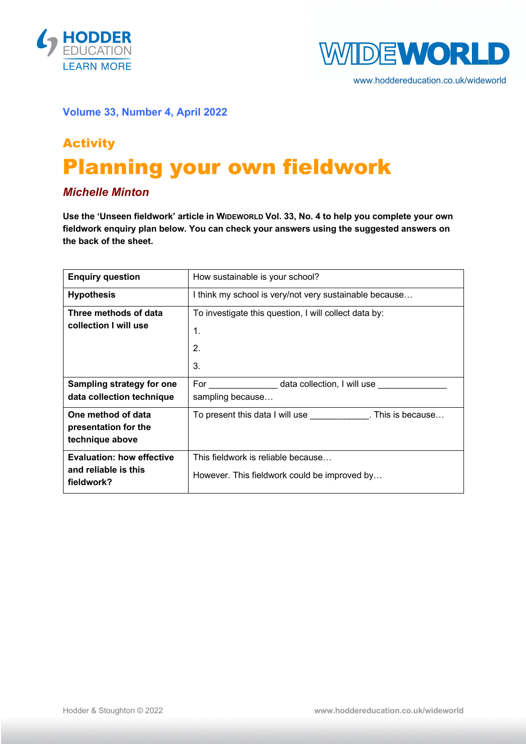Volume 33, Number 4, April 2022

## Activity

# Planning your own fieldwork

***Michelle Minton***

**Use the 'Unseen fieldwork' article in WIDEWORLD Vol. 33, No. 4 to help you complete your own fieldwork enquiry plan below. You can check your answers using the suggested answers on the back of the sheet.**

| | |
|---|---|
| **Enquiry question** | How sustainable is your school? |
| **Hypothesis** | I think my school is very/not very sustainable because… |
| **Three methods of data collection I will use** | To investigate this question, I will collect data by:<br>1.<br>2.<br>3. |
| **Sampling strategy for one data collection technique** | For _____________ data collection, I will use _____________ sampling because… |
| **One method of data presentation for the technique above** | To present this data I will use ____________. This is because… |
| **Evaluation: how effective and reliable is this fieldwork?** | This fieldwork is reliable because…<br>However. This fieldwork could be improved by… |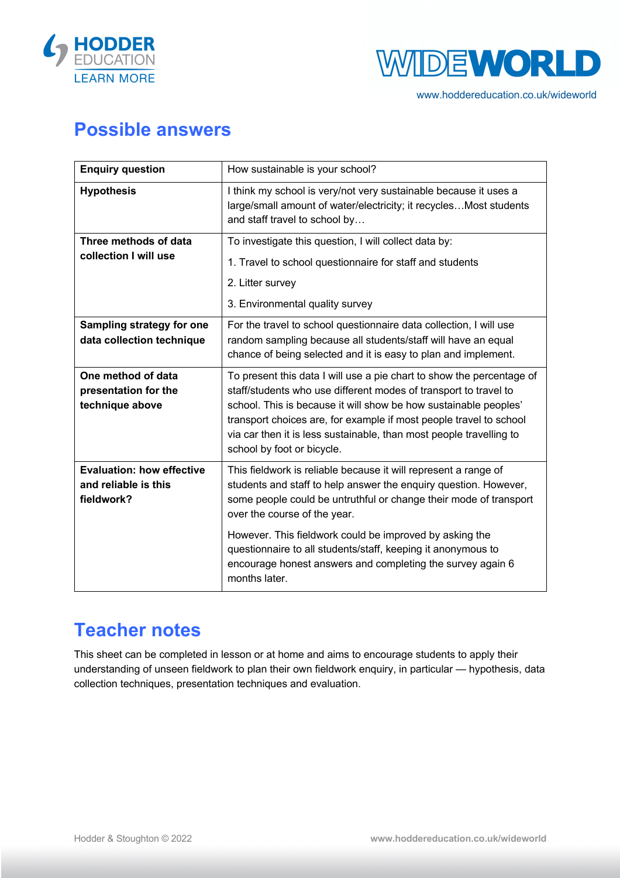## Possible answers

| | |
|---|---|
| **Enquiry question** | How sustainable is your school? |
| **Hypothesis** | I think my school is very/not very sustainable because it uses a large/small amount of water/electricity; it recycles…Most students and staff travel to school by… |
| **Three methods of data collection I will use** | To investigate this question, I will collect data by:<br>1. Travel to school questionnaire for staff and students<br>2. Litter survey<br>3. Environmental quality survey |
| **Sampling strategy for one data collection technique** | For the travel to school questionnaire data collection, I will use random sampling because all students/staff will have an equal chance of being selected and it is easy to plan and implement. |
| **One method of data presentation for the technique above** | To present this data I will use a pie chart to show the percentage of staff/students who use different modes of transport to travel to school. This is because it will show be how sustainable peoples' transport choices are, for example if most people travel to school via car then it is less sustainable, than most people travelling to school by foot or bicycle. |
| **Evaluation: how effective and reliable is this fieldwork?** | This fieldwork is reliable because it will represent a range of students and staff to help answer the enquiry question. However, some people could be untruthful or change their mode of transport over the course of the year.<br>However. This fieldwork could be improved by asking the questionnaire to all students/staff, keeping it anonymous to encourage honest answers and completing the survey again 6 months later. |

## Teacher notes

This sheet can be completed in lesson or at home and aims to encourage students to apply their understanding of unseen fieldwork to plan their own fieldwork enquiry, in particular — hypothesis, data collection techniques, presentation techniques and evaluation.